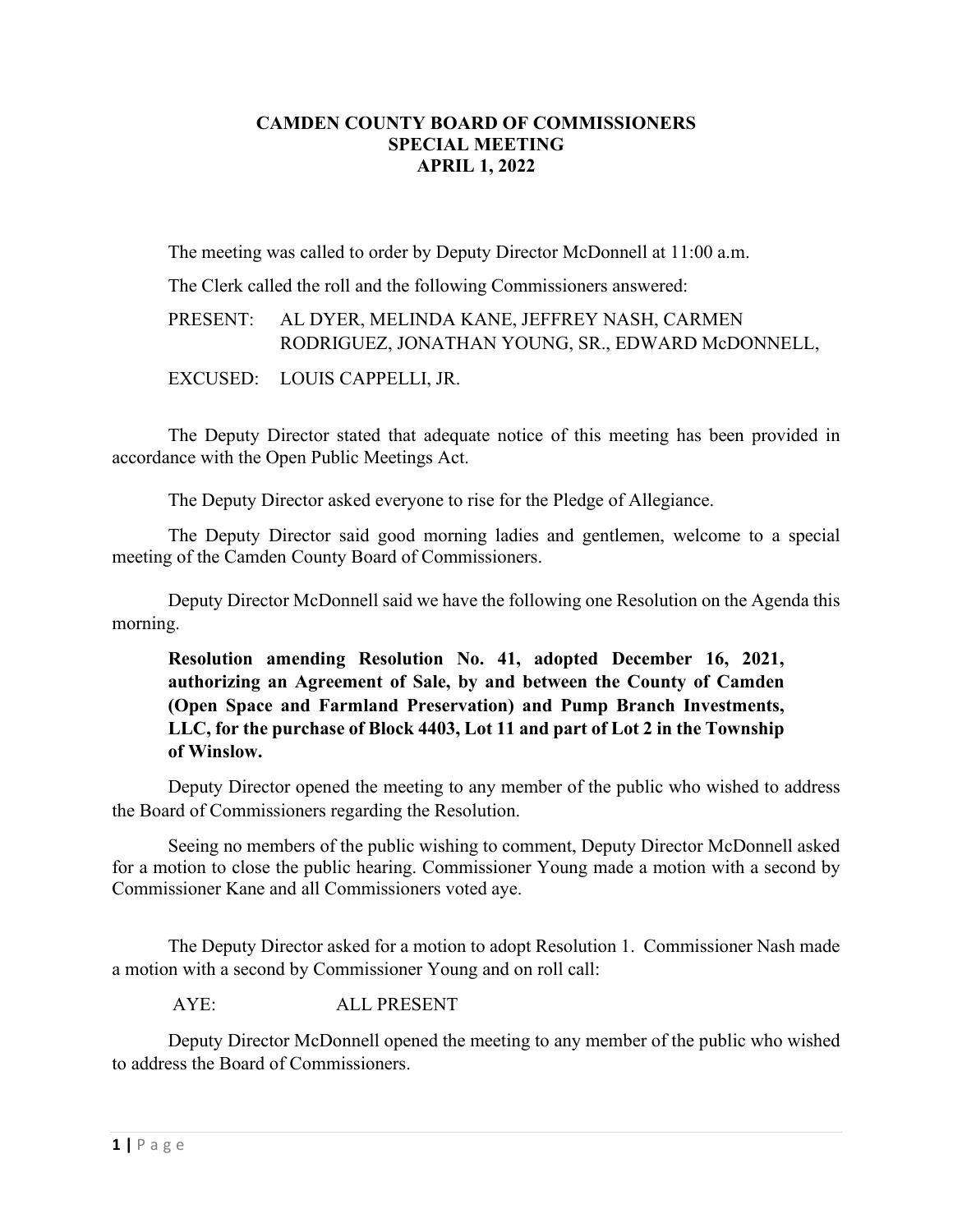# CAMDEN COUNTY BOARD OF COMMISSIONERS
## SPECIAL MEETING
## APRIL 1, 2022

The meeting was called to order by Deputy Director McDonnell at 11:00 a.m.

The Clerk called the roll and the following Commissioners answered:

PRESENT: AL DYER, MELINDA KANE, JEFFREY NASH, CARMEN RODRIGUEZ, JONATHAN YOUNG, SR., EDWARD McDONNELL,

EXCUSED: LOUIS CAPPELLI, JR.

The Deputy Director stated that adequate notice of this meeting has been provided in accordance with the Open Public Meetings Act.

The Deputy Director asked everyone to rise for the Pledge of Allegiance.

The Deputy Director said good morning ladies and gentlemen, welcome to a special meeting of the Camden County Board of Commissioners.

Deputy Director McDonnell said we have the following one Resolution on the Agenda this morning.

**Resolution amending Resolution No. 41, adopted December 16, 2021, authorizing an Agreement of Sale, by and between the County of Camden (Open Space and Farmland Preservation) and Pump Branch Investments, LLC, for the purchase of Block 4403, Lot 11 and part of Lot 2 in the Township of Winslow.**

Deputy Director opened the meeting to any member of the public who wished to address the Board of Commissioners regarding the Resolution.

Seeing no members of the public wishing to comment, Deputy Director McDonnell asked for a motion to close the public hearing. Commissioner Young made a motion with a second by Commissioner Kane and all Commissioners voted aye.

The Deputy Director asked for a motion to adopt Resolution 1. Commissioner Nash made a motion with a second by Commissioner Young and on roll call:

AYE: ALL PRESENT

Deputy Director McDonnell opened the meeting to any member of the public who wished to address the Board of Commissioners.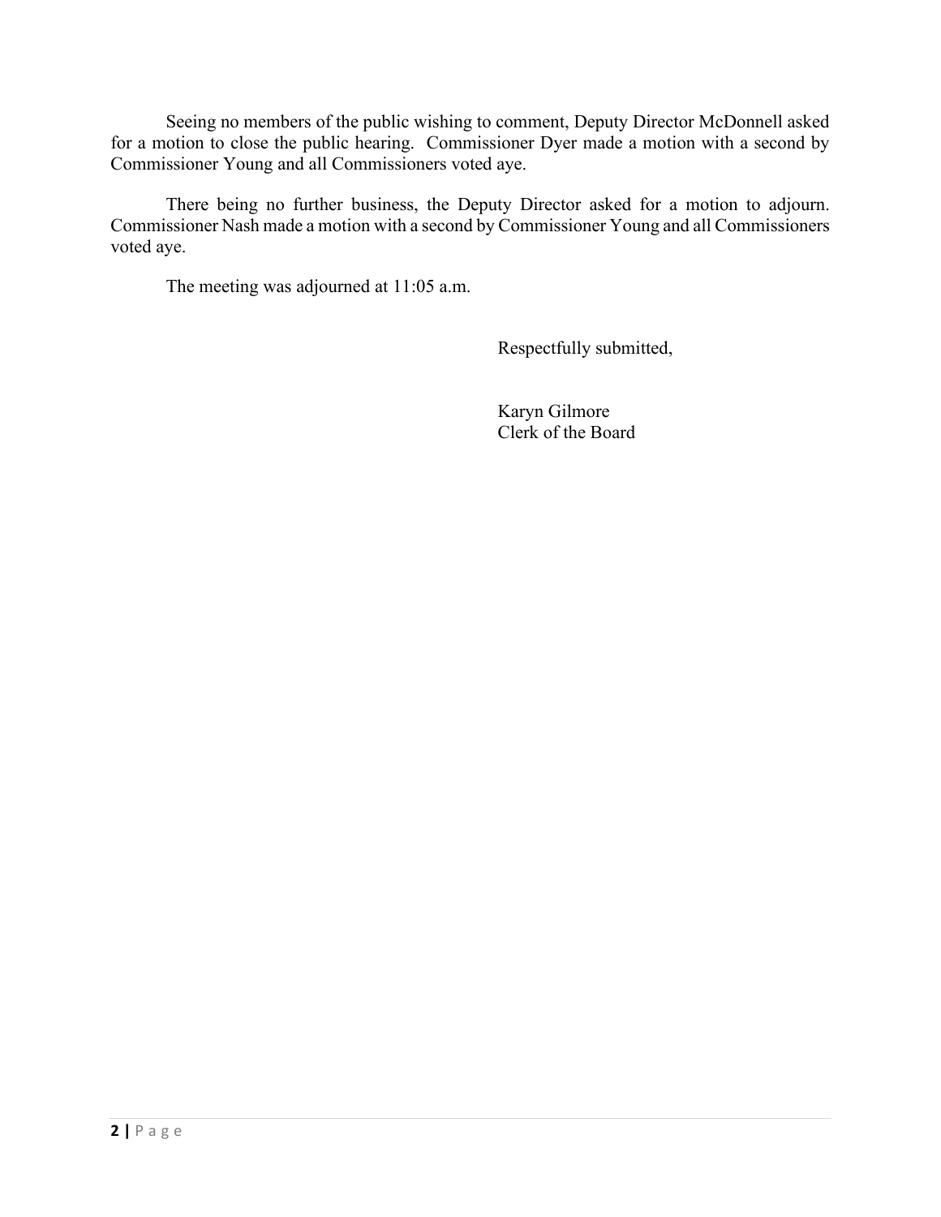Seeing no members of the public wishing to comment, Deputy Director McDonnell asked for a motion to close the public hearing. Commissioner Dyer made a motion with a second by Commissioner Young and all Commissioners voted aye.

There being no further business, the Deputy Director asked for a motion to adjourn. Commissioner Nash made a motion with a second by Commissioner Young and all Commissioners voted aye.

The meeting was adjourned at 11:05 a.m.

Respectfully submitted,

Karyn Gilmore
Clerk of the Board